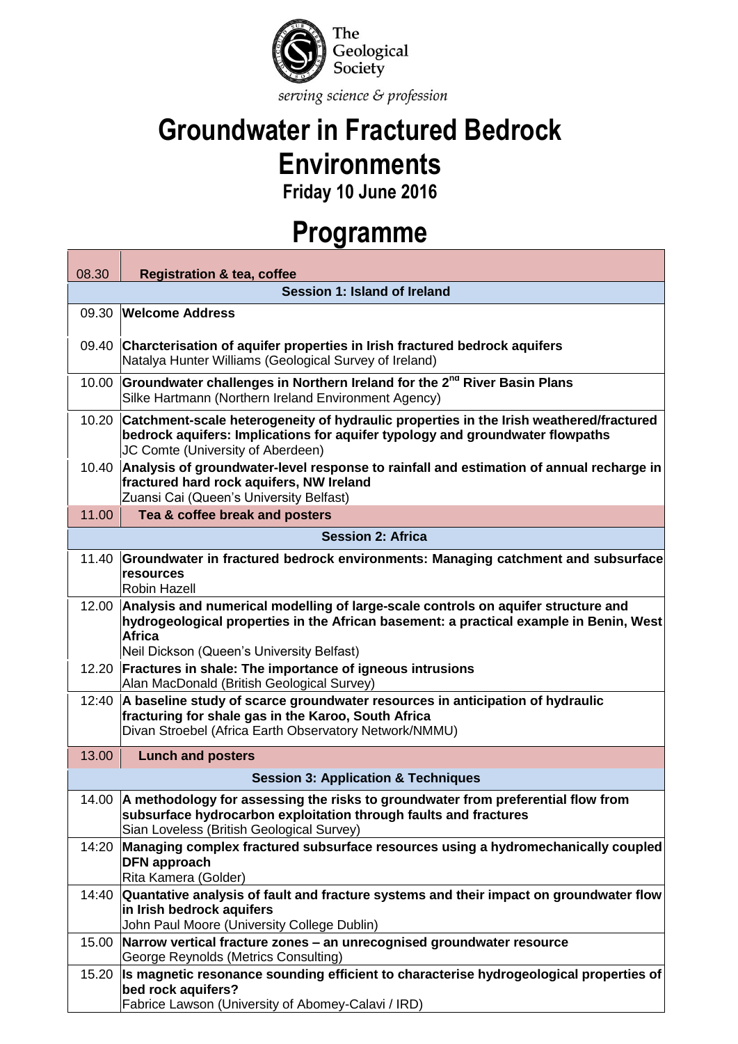The Geological Society

*serving science & profession*

# Groundwater in Fractured Bedrock Environments

## Friday 10 June 2016

# Programme

| Time | Item |
|---|---|
| 08.30 | **Registration & tea, coffee** |
| | **Session 1: Island of Ireland** |
| 09.30 | **Welcome Address** |
| 09.40 | **Charcterisation of aquifer properties in Irish fractured bedrock aquifers**<br>Natalya Hunter Williams (Geological Survey of Ireland) |
| 10.00 | **Groundwater challenges in Northern Ireland for the 2nd River Basin Plans**<br>Silke Hartmann (Northern Ireland Environment Agency) |
| 10.20 | **Catchment-scale heterogeneity of hydraulic properties in the Irish weathered/fractured bedrock aquifers: Implications for aquifer typology and groundwater flowpaths**<br>JC Comte (University of Aberdeen) |
| 10.40 | **Analysis of groundwater-level response to rainfall and estimation of annual recharge in fractured hard rock aquifers, NW Ireland**<br>Zuansi Cai (Queen's University Belfast) |
| 11.00 | **Tea & coffee break and posters** |
| | **Session 2: Africa** |
| 11.40 | **Groundwater in fractured bedrock environments: Managing catchment and subsurface resources**<br>Robin Hazell |
| 12.00 | **Analysis and numerical modelling of large-scale controls on aquifer structure and hydrogeological properties in the African basement: a practical example in Benin, West Africa**<br>Neil Dickson (Queen's University Belfast) |
| 12.20 | **Fractures in shale: The importance of igneous intrusions**<br>Alan MacDonald (British Geological Survey) |
| 12:40 | **A baseline study of scarce groundwater resources in anticipation of hydraulic fracturing for shale gas in the Karoo, South Africa**<br>Divan Stroebel (Africa Earth Observatory Network/NMMU) |
| 13.00 | **Lunch and posters** |
| | **Session 3: Application & Techniques** |
| 14.00 | **A methodology for assessing the risks to groundwater from preferential flow from subsurface hydrocarbon exploitation through faults and fractures**<br>Sian Loveless (British Geological Survey) |
| 14:20 | **Managing complex fractured subsurface resources using a hydromechanically coupled DFN approach**<br>Rita Kamera (Golder) |
| 14:40 | **Quantative analysis of fault and fracture systems and their impact on groundwater flow in Irish bedrock aquifers**<br>John Paul Moore (University College Dublin) |
| 15.00 | **Narrow vertical fracture zones – an unrecognised groundwater resource**<br>George Reynolds (Metrics Consulting) |
| 15.20 | **Is magnetic resonance sounding efficient to characterise hydrogeological properties of bed rock aquifers?**<br>Fabrice Lawson (University of Abomey-Calavi / IRD) |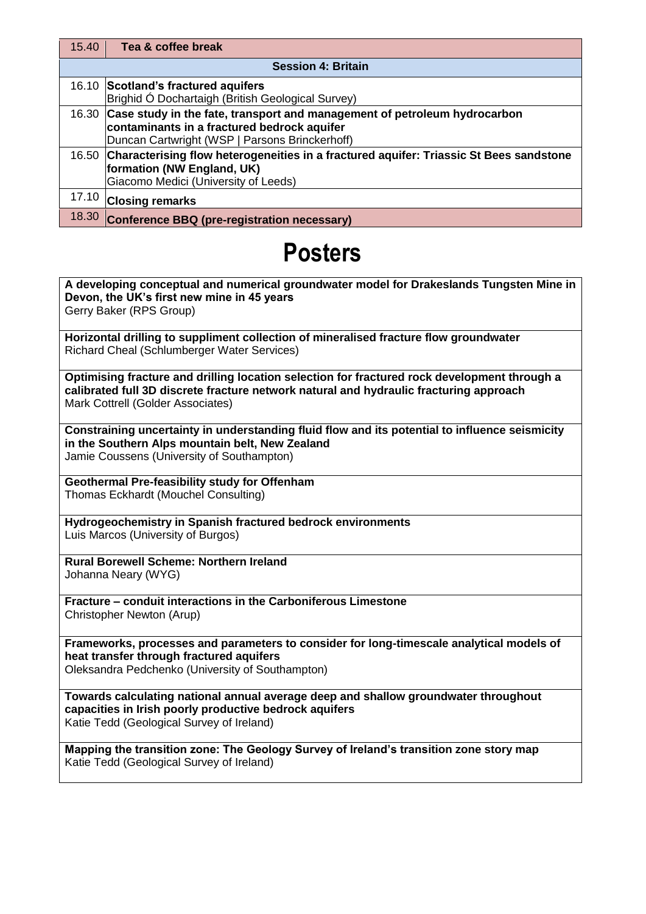| | |
|---|---|
| 15.40 | **Tea & coffee break** |
| | **Session 4: Britain** |
| 16.10 | **Scotland's fractured aquifers**<br>Brighid Ó Dochartaigh (British Geological Survey) |
| 16.30 | **Case study in the fate, transport and management of petroleum hydrocarbon contaminants in a fractured bedrock aquifer**<br>Duncan Cartwright (WSP \| Parsons Brinckerhoff) |
| 16.50 | **Characterising flow heterogeneities in a fractured aquifer: Triassic St Bees sandstone formation (NW England, UK)**<br>Giacomo Medici (University of Leeds) |
| 17.10 | **Closing remarks** |
| 18.30 | **Conference BBQ (pre-registration necessary)** |

# Posters

**A developing conceptual and numerical groundwater model for Drakeslands Tungsten Mine in Devon, the UK's first new mine in 45 years**
Gerry Baker (RPS Group)

**Horizontal drilling to suppliment collection of mineralised fracture flow groundwater**
Richard Cheal (Schlumberger Water Services)

**Optimising fracture and drilling location selection for fractured rock development through a calibrated full 3D discrete fracture network natural and hydraulic fracturing approach**
Mark Cottrell (Golder Associates)

**Constraining uncertainty in understanding fluid flow and its potential to influence seismicity in the Southern Alps mountain belt, New Zealand**
Jamie Coussens (University of Southampton)

**Geothermal Pre-feasibility study for Offenham**
Thomas Eckhardt (Mouchel Consulting)

**Hydrogeochemistry in Spanish fractured bedrock environments**
Luis Marcos (University of Burgos)

**Rural Borewell Scheme: Northern Ireland**
Johanna Neary (WYG)

**Fracture – conduit interactions in the Carboniferous Limestone**
Christopher Newton (Arup)

**Frameworks, processes and parameters to consider for long-timescale analytical models of heat transfer through fractured aquifers**
Oleksandra Pedchenko (University of Southampton)

**Towards calculating national annual average deep and shallow groundwater throughout capacities in Irish poorly productive bedrock aquifers**
Katie Tedd (Geological Survey of Ireland)

**Mapping the transition zone: The Geology Survey of Ireland's transition zone story map**
Katie Tedd (Geological Survey of Ireland)